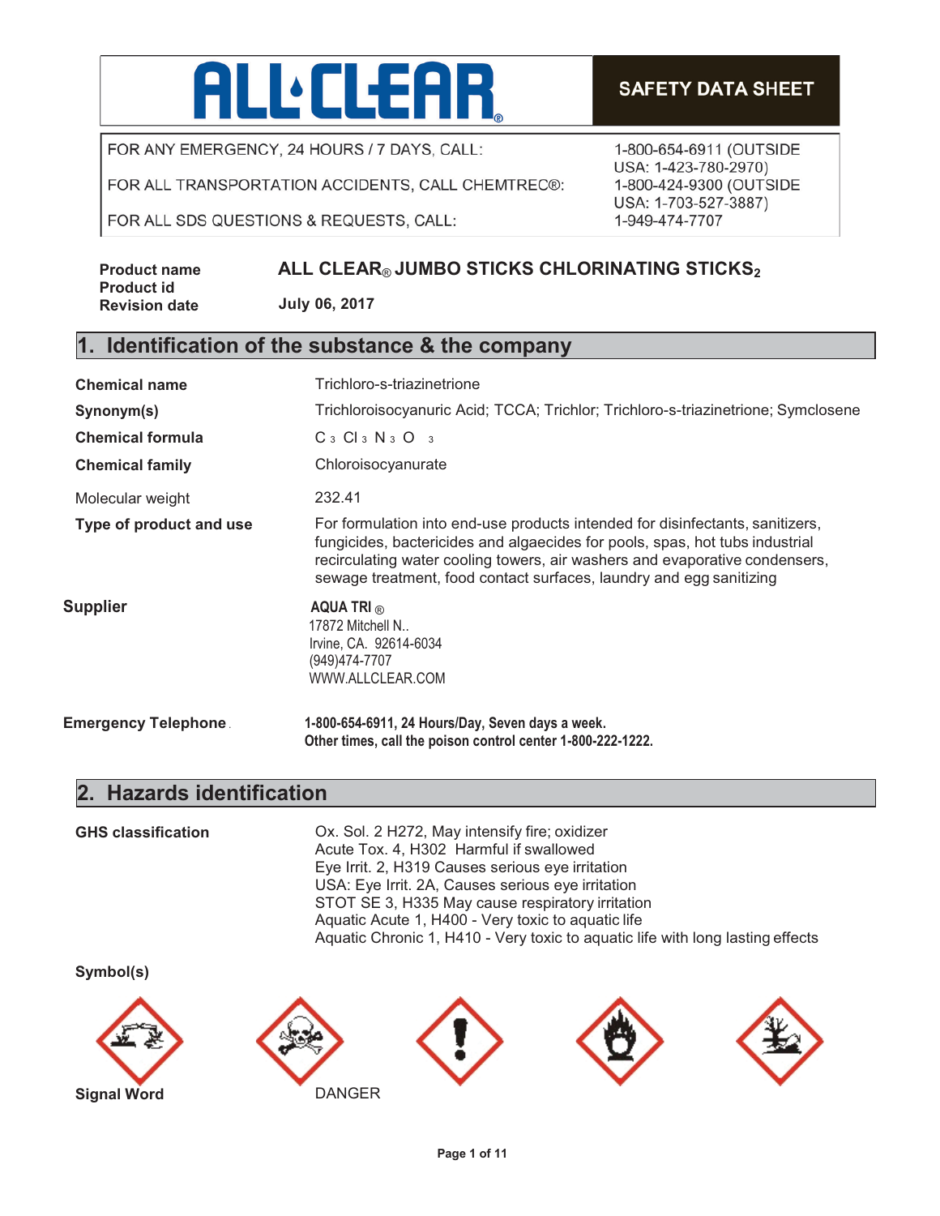# ALL·CLEAR®

**SAFETY DATA SHEET**

| | |
|---|---|
| FOR ANY EMERGENCY, 24 HOURS / 7 DAYS, CALL: | 1-800-654-6911 (OUTSIDE USA: 1-423-780-2970) |
| FOR ALL TRANSPORTATION ACCIDENTS, CALL CHEMTREC®: | 1-800-424-9300 (OUTSIDE USA: 1-703-527-3887) |
| FOR ALL SDS QUESTIONS & REQUESTS, CALL: | 1-949-474-7707 |

**Product name** **ALL CLEAR® JUMBO STICKS CHLORINATING STICKS$_2$**
**Product id**
**Revision date** **July 06, 2017**

## 1. Identification of the substance & the company

**Chemical name** Trichloro-s-triazinetrione

**Synonym(s)** Trichloroisocyanuric Acid; TCCA; Trichlor; Trichloro-s-triazinetrione; Symclosene

**Chemical formula** $C_3Cl_3N_3O_3$

**Chemical family** Chloroisocyanurate

Molecular weight 232.41

**Type of product and use** For formulation into end-use products intended for disinfectants, sanitizers, fungicides, bactericides and algaecides for pools, spas, hot tubs industrial recirculating water cooling towers, air washers and evaporative condensers, sewage treatment, food contact surfaces, laundry and egg sanitizing

**Supplier**
**AQUA TRI®**
17872 Mitchell N..
Irvine, CA. 92614-6034
(949)474-7707
WWW.ALLCLEAR.COM

**Emergency Telephone** **1-800-654-6911, 24 Hours/Day, Seven days a week.**
**Other times, call the poison control center 1-800-222-1222.**

## 2. Hazards identification

**GHS classification**
Ox. Sol. 2 H272, May intensify fire; oxidizer
Acute Tox. 4, H302 Harmful if swallowed
Eye Irrit. 2, H319 Causes serious eye irritation
USA: Eye Irrit. 2A, Causes serious eye irritation
STOT SE 3, H335 May cause respiratory irritation
Aquatic Acute 1, H400 - Very toxic to aquatic life
Aquatic Chronic 1, H410 - Very toxic to aquatic life with long lasting effects

**Symbol(s)**

**Signal Word** DANGER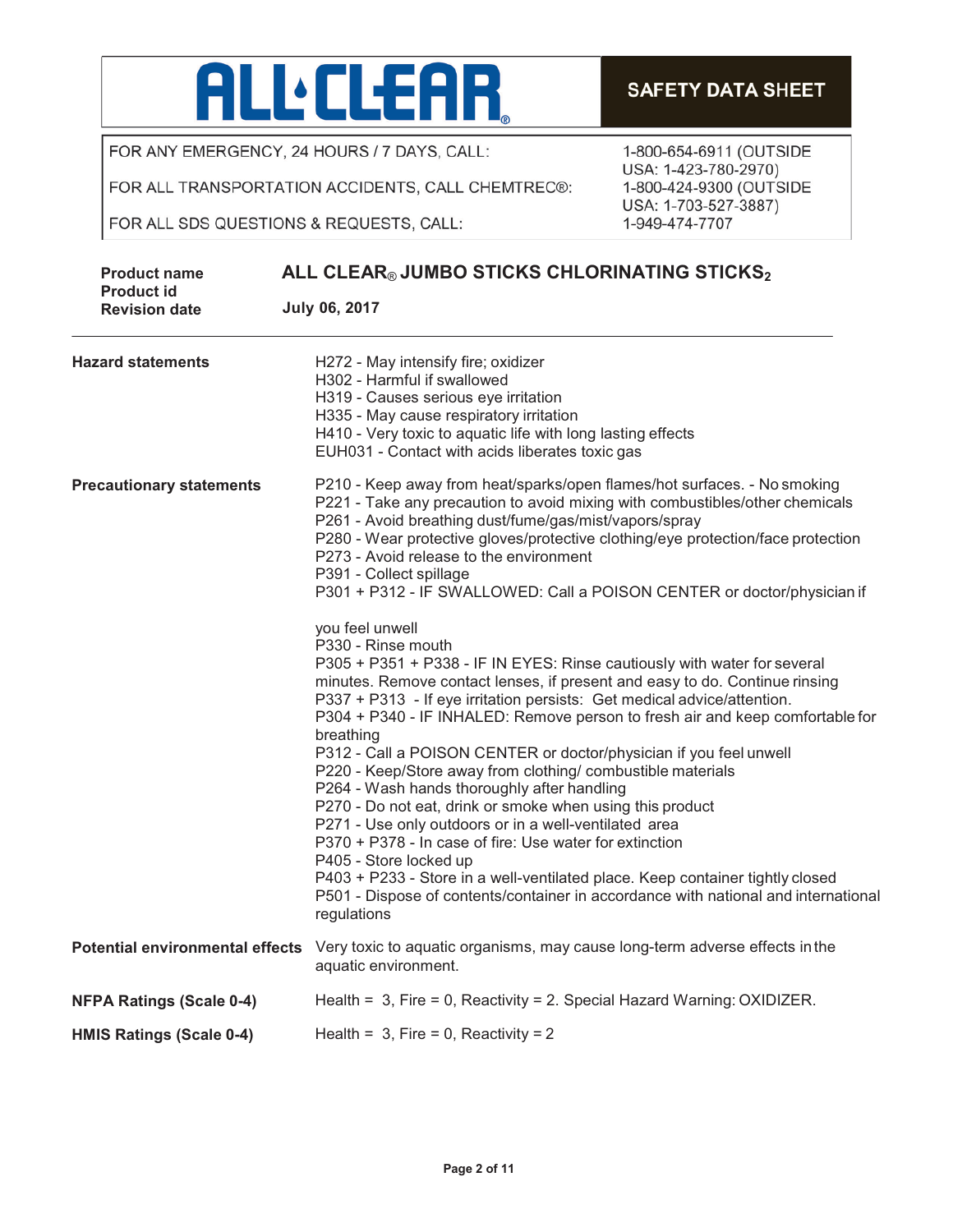# ALL CLEAR

**SAFETY DATA SHEET**

| | |
|---|---|
| FOR ANY EMERGENCY, 24 HOURS / 7 DAYS, CALL: | 1-800-654-6911 (OUTSIDE USA: 1-423-780-2970) |
| FOR ALL TRANSPORTATION ACCIDENTS, CALL CHEMTREC®: | 1-800-424-9300 (OUTSIDE USA: 1-703-527-3887) |
| FOR ALL SDS QUESTIONS & REQUESTS, CALL: | 1-949-474-7707 |

**Product name** **ALL CLEAR® JUMBO STICKS CHLORINATING STICKS**$_2$

**Product id**

**Revision date** **July 06, 2017**

---

**Hazard statements**

H272 - May intensify fire; oxidizer
H302 - Harmful if swallowed
H319 - Causes serious eye irritation
H335 - May cause respiratory irritation
H410 - Very toxic to aquatic life with long lasting effects
EUH031 - Contact with acids liberates toxic gas

**Precautionary statements**

P210 - Keep away from heat/sparks/open flames/hot surfaces. - No smoking
P221 - Take any precaution to avoid mixing with combustibles/other chemicals
P261 - Avoid breathing dust/fume/gas/mist/vapors/spray
P280 - Wear protective gloves/protective clothing/eye protection/face protection
P273 - Avoid release to the environment
P391 - Collect spillage
P301 + P312 - IF SWALLOWED: Call a POISON CENTER or doctor/physician if

you feel unwell
P330 - Rinse mouth
P305 + P351 + P338 - IF IN EYES: Rinse cautiously with water for several minutes. Remove contact lenses, if present and easy to do. Continue rinsing
P337 + P313 - If eye irritation persists: Get medical advice/attention.
P304 + P340 - IF INHALED: Remove person to fresh air and keep comfortable for breathing
P312 - Call a POISON CENTER or doctor/physician if you feel unwell
P220 - Keep/Store away from clothing/ combustible materials
P264 - Wash hands thoroughly after handling
P270 - Do not eat, drink or smoke when using this product
P271 - Use only outdoors or in a well-ventilated area
P370 + P378 - In case of fire: Use water for extinction
P405 - Store locked up
P403 + P233 - Store in a well-ventilated place. Keep container tightly closed
P501 - Dispose of contents/container in accordance with national and international regulations

**Potential environmental effects** Very toxic to aquatic organisms, may cause long-term adverse effects in the aquatic environment.

**NFPA Ratings (Scale 0-4)** Health = 3, Fire = 0, Reactivity = 2. Special Hazard Warning: OXIDIZER.

**HMIS Ratings (Scale 0-4)** Health = 3, Fire = 0, Reactivity = 2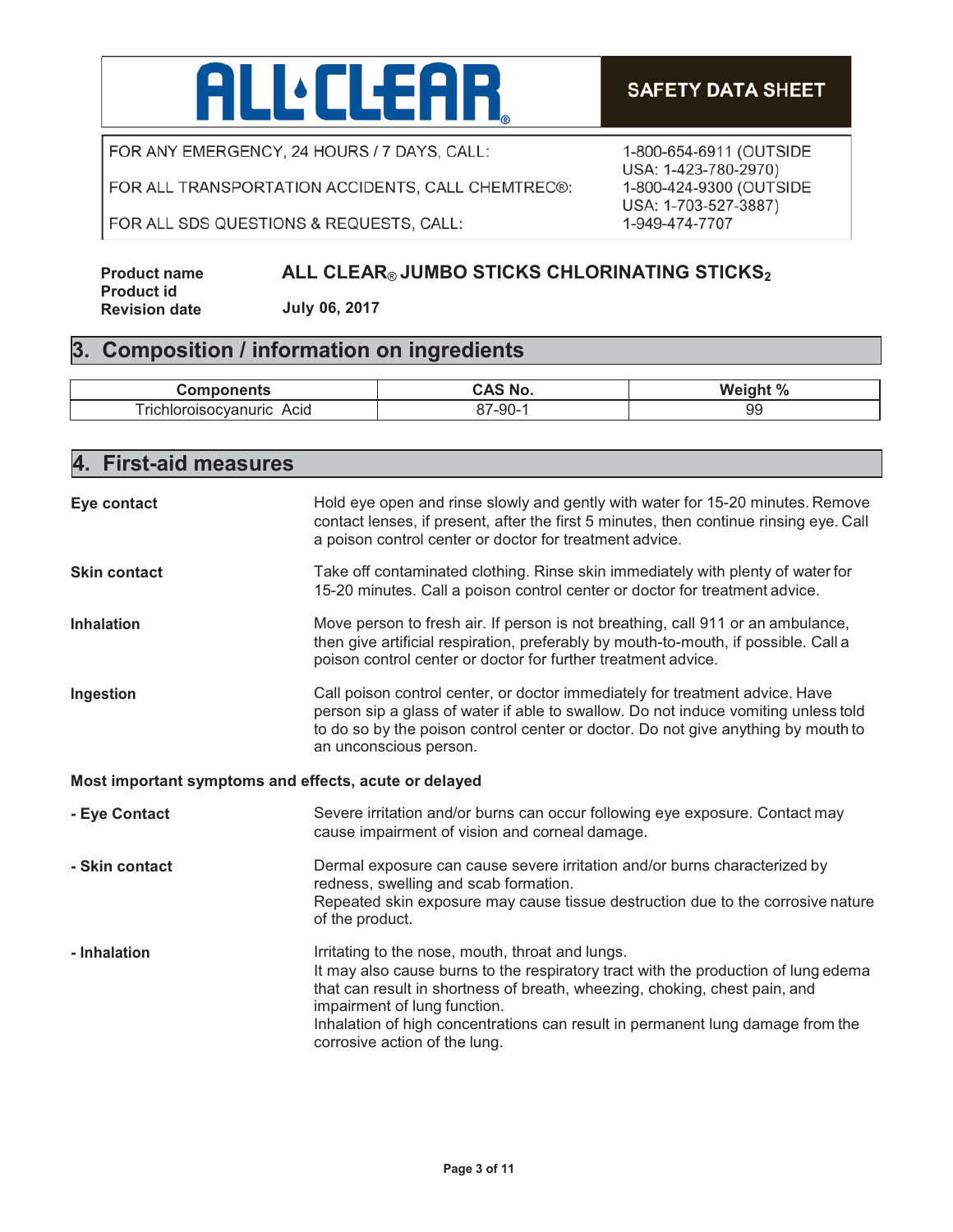**ALL CLEAR®** | **SAFETY DATA SHEET**

| | |
|---|---|
| FOR ANY EMERGENCY, 24 HOURS / 7 DAYS, CALL: | 1-800-654-6911 (OUTSIDE USA: 1-423-780-2970) |
| FOR ALL TRANSPORTATION ACCIDENTS, CALL CHEMTREC®: | 1-800-424-9300 (OUTSIDE USA: 1-703-527-3887) |
| FOR ALL SDS QUESTIONS & REQUESTS, CALL: | 1-949-474-7707 |

**Product name** **ALL CLEAR® JUMBO STICKS CHLORINATING STICKS$_2$**
**Product id**
**Revision date** **July 06, 2017**

## 3. Composition / information on ingredients

| Components | CAS No. | Weight % |
|---|---|---|
| Trichloroisocyanuric Acid | 87-90-1 | 99 |

## 4. First-aid measures

**Eye contact**
Hold eye open and rinse slowly and gently with water for 15-20 minutes. Remove contact lenses, if present, after the first 5 minutes, then continue rinsing eye. Call a poison control center or doctor for treatment advice.

**Skin contact**
Take off contaminated clothing. Rinse skin immediately with plenty of water for 15-20 minutes. Call a poison control center or doctor for treatment advice.

**Inhalation**
Move person to fresh air. If person is not breathing, call 911 or an ambulance, then give artificial respiration, preferably by mouth-to-mouth, if possible. Call a poison control center or doctor for further treatment advice.

**Ingestion**
Call poison control center, or doctor immediately for treatment advice. Have person sip a glass of water if able to swallow. Do not induce vomiting unless told to do so by the poison control center or doctor. Do not give anything by mouth to an unconscious person.

**Most important symptoms and effects, acute or delayed**

**- Eye Contact**
Severe irritation and/or burns can occur following eye exposure. Contact may cause impairment of vision and corneal damage.

**- Skin contact**
Dermal exposure can cause severe irritation and/or burns characterized by redness, swelling and scab formation.
Repeated skin exposure may cause tissue destruction due to the corrosive nature of the product.

**- Inhalation**
Irritating to the nose, mouth, throat and lungs.
It may also cause burns to the respiratory tract with the production of lung edema that can result in shortness of breath, wheezing, choking, chest pain, and impairment of lung function.
Inhalation of high concentrations can result in permanent lung damage from the corrosive action of the lung.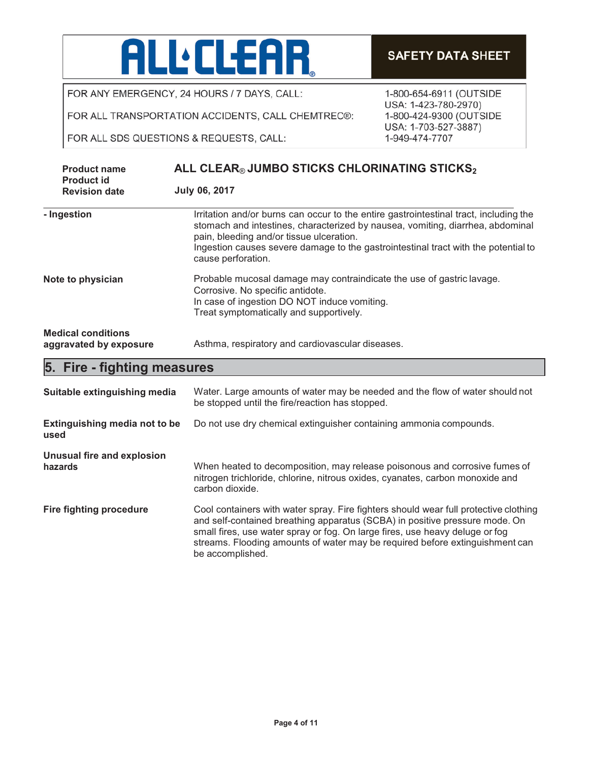- Ingestion: Irritation and/or burns can occur to the entire gastrointestinal tract, including the stomach and intestines, characterized by nausea, vomiting, diarrhea, abdominal pain, bleeding and/or tissue ulceration. Ingestion causes severe damage to the gastrointestinal tract with the potential to cause perforation.

**Note to physician**: Probable mucosal damage may contraindicate the use of gastric lavage. Corrosive. No specific antidote. In case of ingestion DO NOT induce vomiting. Treat symptomatically and supportively.

**Medical conditions aggravated by exposure**: Asthma, respiratory and cardiovascular diseases.

## 5. Fire - fighting measures

**Suitable extinguishing media**: Water. Large amounts of water may be needed and the flow of water should not be stopped until the fire/reaction has stopped.

**Extinguishing media not to be used**: Do not use dry chemical extinguisher containing ammonia compounds.

**Unusual fire and explosion hazards**: When heated to decomposition, may release poisonous and corrosive fumes of nitrogen trichloride, chlorine, nitrous oxides, cyanates, carbon monoxide and carbon dioxide.

**Fire fighting procedure**: Cool containers with water spray. Fire fighters should wear full protective clothing and self-contained breathing apparatus (SCBA) in positive pressure mode. On small fires, use water spray or fog. On large fires, use heavy deluge or fog streams. Flooding amounts of water may be required before extinguishment can be accomplished.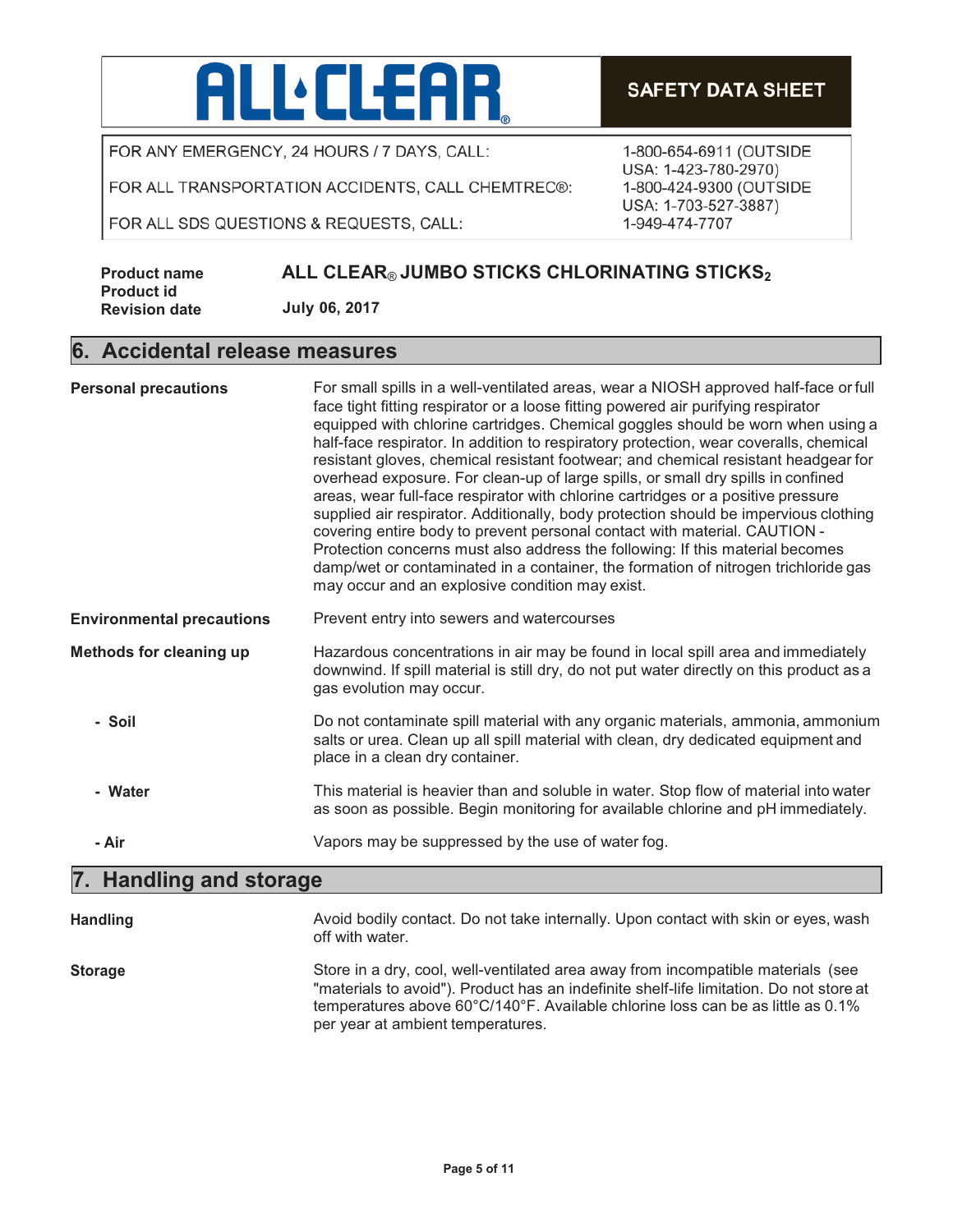**ALL·CLEAR** | **SAFETY DATA SHEET**

| | |
|---|---|
| FOR ANY EMERGENCY, 24 HOURS / 7 DAYS, CALL: | 1-800-654-6911 (OUTSIDE USA: 1-423-780-2970) |
| FOR ALL TRANSPORTATION ACCIDENTS, CALL CHEMTREC®: | 1-800-424-9300 (OUTSIDE USA: 1-703-527-3887) |
| FOR ALL SDS QUESTIONS & REQUESTS, CALL: | 1-949-474-7707 |

**Product name** **ALL CLEAR® JUMBO STICKS CHLORINATING STICKS$_2$**
**Product id**
**Revision date** **July 06, 2017**

## 6. Accidental release measures

**Personal precautions**

For small spills in a well-ventilated areas, wear a NIOSH approved half-face or full face tight fitting respirator or a loose fitting powered air purifying respirator equipped with chlorine cartridges. Chemical goggles should be worn when using a half-face respirator. In addition to respiratory protection, wear coveralls, chemical resistant gloves, chemical resistant footwear; and chemical resistant headgear for overhead exposure. For clean-up of large spills, or small dry spills in confined areas, wear full-face respirator with chlorine cartridges or a positive pressure supplied air respirator. Additionally, body protection should be impervious clothing covering entire body to prevent personal contact with material. CAUTION - Protection concerns must also address the following: If this material becomes damp/wet or contaminated in a container, the formation of nitrogen trichloride gas may occur and an explosive condition may exist.

**Environmental precautions**

Prevent entry into sewers and watercourses

**Methods for cleaning up**

Hazardous concentrations in air may be found in local spill area and immediately downwind. If spill material is still dry, do not put water directly on this product as a gas evolution may occur.

**- Soil**

Do not contaminate spill material with any organic materials, ammonia, ammonium salts or urea. Clean up all spill material with clean, dry dedicated equipment and place in a clean dry container.

**- Water**

This material is heavier than and soluble in water. Stop flow of material into water as soon as possible. Begin monitoring for available chlorine and pH immediately.

**- Air**

Vapors may be suppressed by the use of water fog.

## 7. Handling and storage

**Handling**

Avoid bodily contact. Do not take internally. Upon contact with skin or eyes, wash off with water.

**Storage**

Store in a dry, cool, well-ventilated area away from incompatible materials (see "materials to avoid"). Product has an indefinite shelf-life limitation. Do not store at temperatures above 60°C/140°F. Available chlorine loss can be as little as 0.1% per year at ambient temperatures.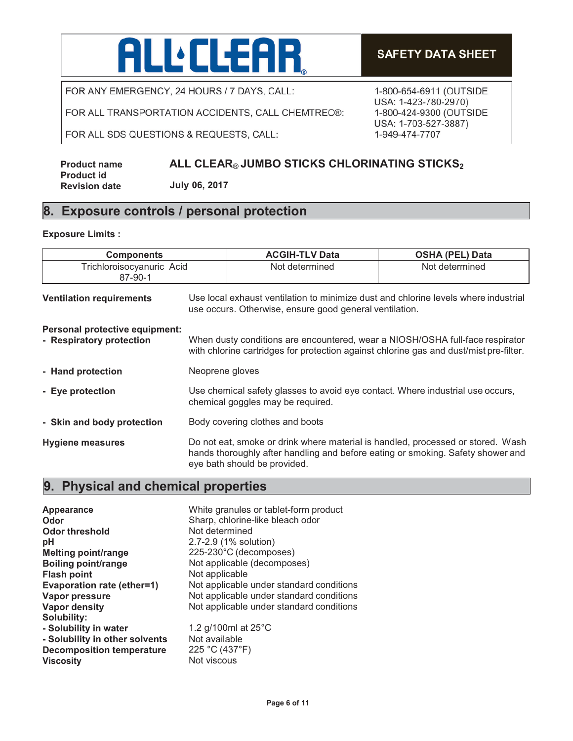**ALL CLEAR** — SAFETY DATA SHEET

FOR ANY EMERGENCY, 24 HOURS / 7 DAYS, CALL: 1-800-654-6911 (OUTSIDE USA: 1-423-780-2970)

FOR ALL TRANSPORTATION ACCIDENTS, CALL CHEMTREC®: 1-800-424-9300 (OUTSIDE USA: 1-703-527-3887)

FOR ALL SDS QUESTIONS & REQUESTS, CALL: 1-949-474-7707

**Product name** **ALL CLEAR® JUMBO STICKS CHLORINATING STICKS$_2$**
**Product id**
**Revision date** **July 06, 2017**

## 8. Exposure controls / personal protection

**Exposure Limits :**

| Components | ACGIH-TLV Data | OSHA (PEL) Data |
|---|---|---|
| Trichloroisocyanuric Acid 87-90-1 | Not determined | Not determined |

**Ventilation requirements** Use local exhaust ventilation to minimize dust and chlorine levels where industrial use occurs. Otherwise, ensure good general ventilation.

**Personal protective equipment:**

**- Respiratory protection** When dusty conditions are encountered, wear a NIOSH/OSHA full-face respirator with chlorine cartridges for protection against chlorine gas and dust/mist pre-filter.

**- Hand protection** Neoprene gloves

**- Eye protection** Use chemical safety glasses to avoid eye contact. Where industrial use occurs, chemical goggles may be required.

**- Skin and body protection** Body covering clothes and boots

**Hygiene measures** Do not eat, smoke or drink where material is handled, processed or stored. Wash hands thoroughly after handling and before eating or smoking. Safety shower and eye bath should be provided.

## 9. Physical and chemical properties

**Appearance** White granules or tablet-form product
**Odor** Sharp, chlorine-like bleach odor
**Odor threshold** Not determined
**pH** 2.7-2.9 (1% solution)
**Melting point/range** 225-230°C (decomposes)
**Boiling point/range** Not applicable (decomposes)
**Flash point** Not applicable
**Evaporation rate (ether=1)** Not applicable under standard conditions
**Vapor pressure** Not applicable under standard conditions
**Vapor density** Not applicable under standard conditions
**Solubility:**
**- Solubility in water** 1.2 g/100ml at 25°C
**- Solubility in other solvents** Not available
**Decomposition temperature** 225 °C (437°F)
**Viscosity** Not viscous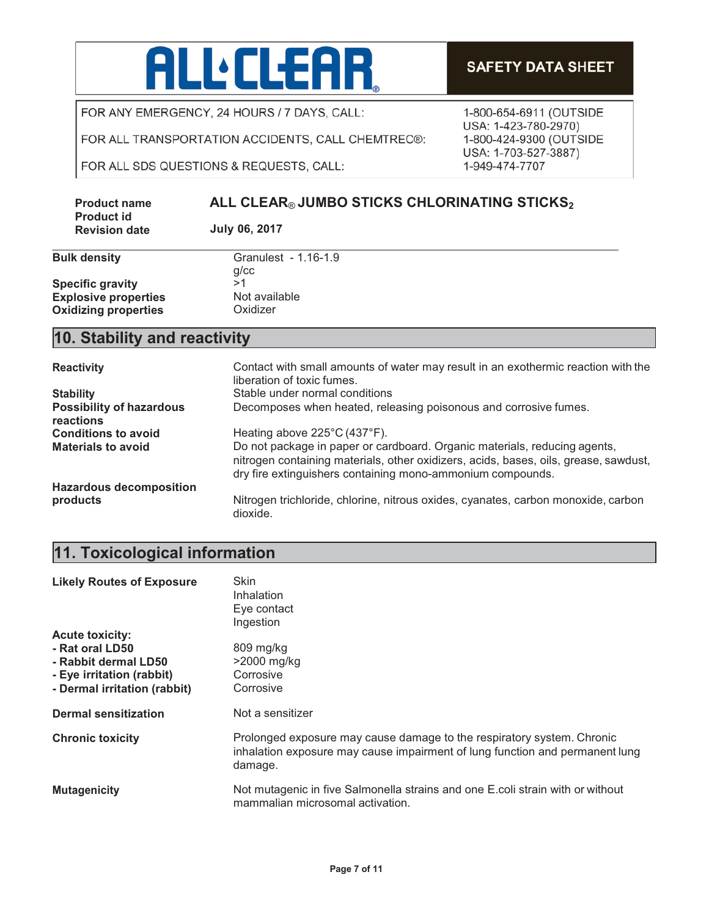Bulk density | Granulest - 1.16-1.9 g/cc
---|---
Specific gravity | >1
Explosive properties | Not available
Oxidizing properties | Oxidizer

## 10. Stability and reactivity

| | |
|---|---|
| **Reactivity** | Contact with small amounts of water may result in an exothermic reaction with the liberation of toxic fumes. |
| **Stability** | Stable under normal conditions |
| **Possibility of hazardous reactions** | Decomposes when heated, releasing poisonous and corrosive fumes. |
| **Conditions to avoid** | Heating above 225°C (437°F). |
| **Materials to avoid** | Do not package in paper or cardboard. Organic materials, reducing agents, nitrogen containing materials, other oxidizers, acids, bases, oils, grease, sawdust, dry fire extinguishers containing mono-ammonium compounds. |
| **Hazardous decomposition products** | Nitrogen trichloride, chlorine, nitrous oxides, cyanates, carbon monoxide, carbon dioxide. |

## 11. Toxicological information

| | |
|---|---|
| **Likely Routes of Exposure** | Skin<br>Inhalation<br>Eye contact<br>Ingestion |
| **Acute toxicity:** | |
| **- Rat oral LD50** | 809 mg/kg |
| **- Rabbit dermal LD50** | >2000 mg/kg |
| **- Eye irritation (rabbit)** | Corrosive |
| **- Dermal irritation (rabbit)** | Corrosive |
| **Dermal sensitization** | Not a sensitizer |
| **Chronic toxicity** | Prolonged exposure may cause damage to the respiratory system. Chronic inhalation exposure may cause impairment of lung function and permanent lung damage. |
| **Mutagenicity** | Not mutagenic in five Salmonella strains and one E.coli strain with or without mammalian microsomal activation. |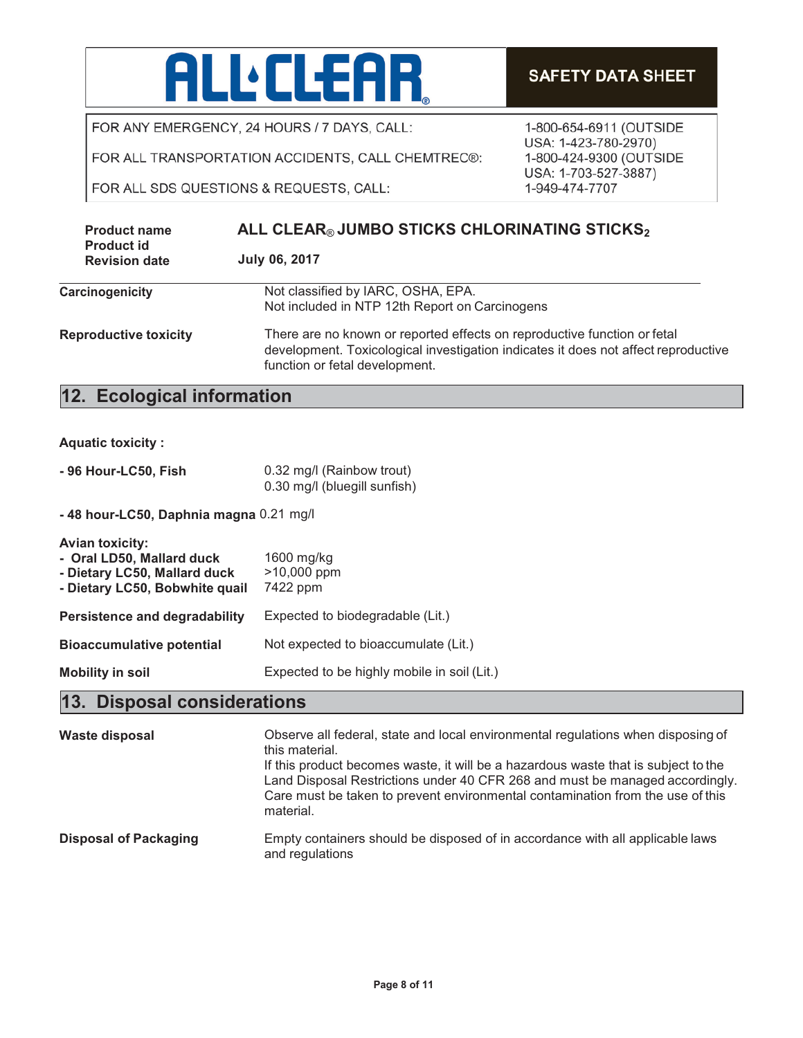ALL CLEAR

SAFETY DATA SHEET

FOR ANY EMERGENCY, 24 HOURS / 7 DAYS, CALL: 1-800-654-6911 (OUTSIDE USA: 1-423-780-2970)

FOR ALL TRANSPORTATION ACCIDENTS, CALL CHEMTREC®: 1-800-424-9300 (OUTSIDE USA: 1-703-527-3887)

FOR ALL SDS QUESTIONS & REQUESTS, CALL: 1-949-474-7707

**Product name** ALL CLEAR® JUMBO STICKS CHLORINATING STICKS$_2$
**Product id**
**Revision date** July 06, 2017

**Carcinogenicity** Not classified by IARC, OSHA, EPA.
Not included in NTP 12th Report on Carcinogens

**Reproductive toxicity** There are no known or reported effects on reproductive function or fetal development. Toxicological investigation indicates it does not affect reproductive function or fetal development.

## 12. Ecological information

**Aquatic toxicity :**

**- 96 Hour-LC50, Fish** 0.32 mg/l (Rainbow trout)
0.30 mg/l (bluegill sunfish)

**- 48 hour-LC50, Daphnia magna** 0.21 mg/l

**Avian toxicity:**
**- Oral LD50, Mallard duck** 1600 mg/kg
**- Dietary LC50, Mallard duck** >10,000 ppm
**- Dietary LC50, Bobwhite quail** 7422 ppm

**Persistence and degradability** Expected to biodegradable (Lit.)

**Bioaccumulative potential** Not expected to bioaccumulate (Lit.)

**Mobility in soil** Expected to be highly mobile in soil (Lit.)

## 13. Disposal considerations

**Waste disposal** Observe all federal, state and local environmental regulations when disposing of this material.
If this product becomes waste, it will be a hazardous waste that is subject to the Land Disposal Restrictions under 40 CFR 268 and must be managed accordingly. Care must be taken to prevent environmental contamination from the use of this material.

**Disposal of Packaging** Empty containers should be disposed of in accordance with all applicable laws and regulations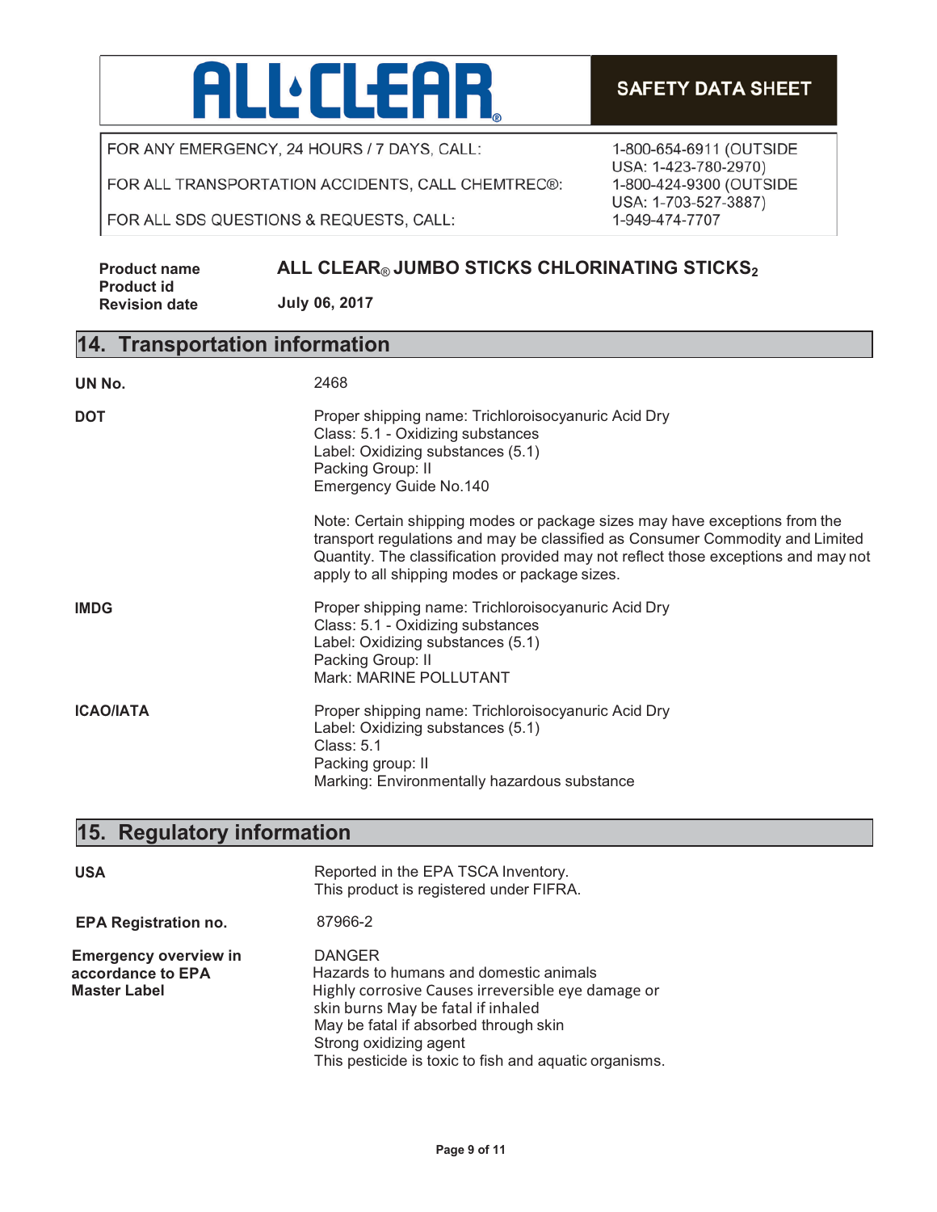**ALL CLEAR®** — **SAFETY DATA SHEET**

| | |
|---|---|
| FOR ANY EMERGENCY, 24 HOURS / 7 DAYS, CALL: | 1-800-654-6911 (OUTSIDE USA: 1-423-780-2970) |
| FOR ALL TRANSPORTATION ACCIDENTS, CALL CHEMTREC®: | 1-800-424-9300 (OUTSIDE USA: 1-703-527-3887) |
| FOR ALL SDS QUESTIONS & REQUESTS, CALL: | 1-949-474-7707 |

**Product name** — **ALL CLEAR® JUMBO STICKS CHLORINATING STICKS$_2$**
**Product id**
**Revision date** — **July 06, 2017**

## 14. Transportation information

**UN No.** 2468

**DOT**

Proper shipping name: Trichloroisocyanuric Acid Dry
Class: 5.1 - Oxidizing substances
Label: Oxidizing substances (5.1)
Packing Group: II
Emergency Guide No.140

Note: Certain shipping modes or package sizes may have exceptions from the transport regulations and may be classified as Consumer Commodity and Limited Quantity. The classification provided may not reflect those exceptions and may not apply to all shipping modes or package sizes.

**IMDG**

Proper shipping name: Trichloroisocyanuric Acid Dry
Class: 5.1 - Oxidizing substances
Label: Oxidizing substances (5.1)
Packing Group: II
Mark: MARINE POLLUTANT

**ICAO/IATA**

Proper shipping name: Trichloroisocyanuric Acid Dry
Label: Oxidizing substances (5.1)
Class: 5.1
Packing group: II
Marking: Environmentally hazardous substance

## 15. Regulatory information

**USA**

Reported in the EPA TSCA Inventory.
This product is registered under FIFRA.

**EPA Registration no.** 87966-2

**Emergency overview in accordance to EPA Master Label**

DANGER
Hazards to humans and domestic animals
Highly corrosive Causes irreversible eye damage or skin burns May be fatal if inhaled
May be fatal if absorbed through skin
Strong oxidizing agent
This pesticide is toxic to fish and aquatic organisms.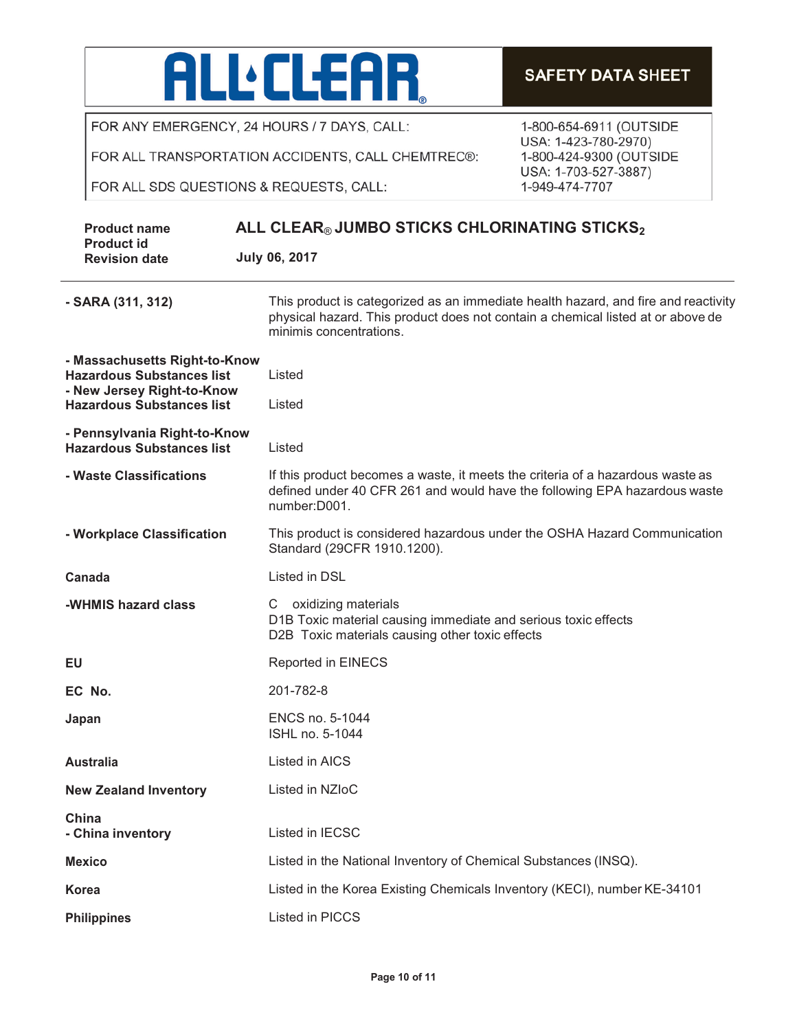**ALL CLEAR**

**SAFETY DATA SHEET**

FOR ANY EMERGENCY, 24 HOURS / 7 DAYS, CALL: 1-800-654-6911 (OUTSIDE USA: 1-423-780-2970)

FOR ALL TRANSPORTATION ACCIDENTS, CALL CHEMTREC®: 1-800-424-9300 (OUTSIDE USA: 1-703-527-3887)

FOR ALL SDS QUESTIONS & REQUESTS, CALL: 1-949-474-7707

| | |
|---|---|
| **Product name** | **ALL CLEAR® JUMBO STICKS CHLORINATING STICKS₂** |
| **Product id** | |
| **Revision date** | **July 06, 2017** |

---

| | |
|---|---|
| **- SARA (311, 312)** | This product is categorized as an immediate health hazard, and fire and reactivity physical hazard. This product does not contain a chemical listed at or above de minimis concentrations. |
| **- Massachusetts Right-to-Know Hazardous Substances list** | Listed |
| **- New Jersey Right-to-Know Hazardous Substances list** | Listed |
| **- Pennsylvania Right-to-Know Hazardous Substances list** | Listed |
| **- Waste Classifications** | If this product becomes a waste, it meets the criteria of a hazardous waste as defined under 40 CFR 261 and would have the following EPA hazardous waste number:D001. |
| **- Workplace Classification** | This product is considered hazardous under the OSHA Hazard Communication Standard (29CFR 1910.1200). |
| **Canada** | Listed in DSL |
| **-WHMIS hazard class** | C oxidizing materials<br>D1B Toxic material causing immediate and serious toxic effects<br>D2B Toxic materials causing other toxic effects |
| **EU** | Reported in EINECS |
| **EC No.** | 201-782-8 |
| **Japan** | ENCS no. 5-1044<br>ISHL no. 5-1044 |
| **Australia** | Listed in AICS |
| **New Zealand Inventory** | Listed in NZIoC |
| **China**<br>**- China inventory** | Listed in IECSC |
| **Mexico** | Listed in the National Inventory of Chemical Substances (INSQ). |
| **Korea** | Listed in the Korea Existing Chemicals Inventory (KECI), number KE-34101 |
| **Philippines** | Listed in PICCS |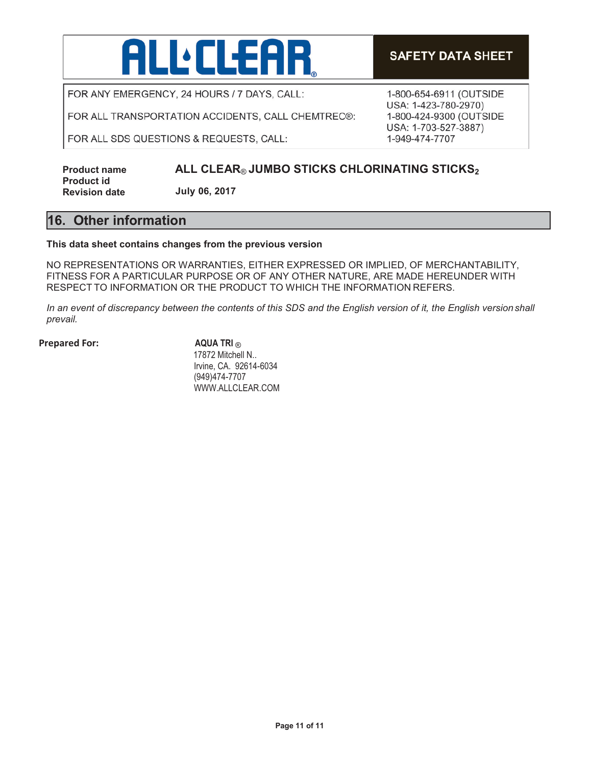ALL CLEAR®

SAFETY DATA SHEET

| | |
|---|---|
| FOR ANY EMERGENCY, 24 HOURS / 7 DAYS, CALL: | 1-800-654-6911 (OUTSIDE USA: 1-423-780-2970) |
| FOR ALL TRANSPORTATION ACCIDENTS, CALL CHEMTREC®: | 1-800-424-9300 (OUTSIDE USA: 1-703-527-3887) |
| FOR ALL SDS QUESTIONS & REQUESTS, CALL: | 1-949-474-7707 |

**Product name** **ALL CLEAR® JUMBO STICKS CHLORINATING STICKS$_2$**
**Product id**
**Revision date** **July 06, 2017**

## 16. Other information

**This data sheet contains changes from the previous version**

NO REPRESENTATIONS OR WARRANTIES, EITHER EXPRESSED OR IMPLIED, OF MERCHANTABILITY, FITNESS FOR A PARTICULAR PURPOSE OR OF ANY OTHER NATURE, ARE MADE HEREUNDER WITH RESPECT TO INFORMATION OR THE PRODUCT TO WHICH THE INFORMATION REFERS.

*In an event of discrepancy between the contents of this SDS and the English version of it, the English version shall prevail.*

**Prepared For:** **AQUA TRI ®**
17872 Mitchell N..
Irvine, CA. 92614-6034
(949)474-7707
WWW.ALLCLEAR.COM